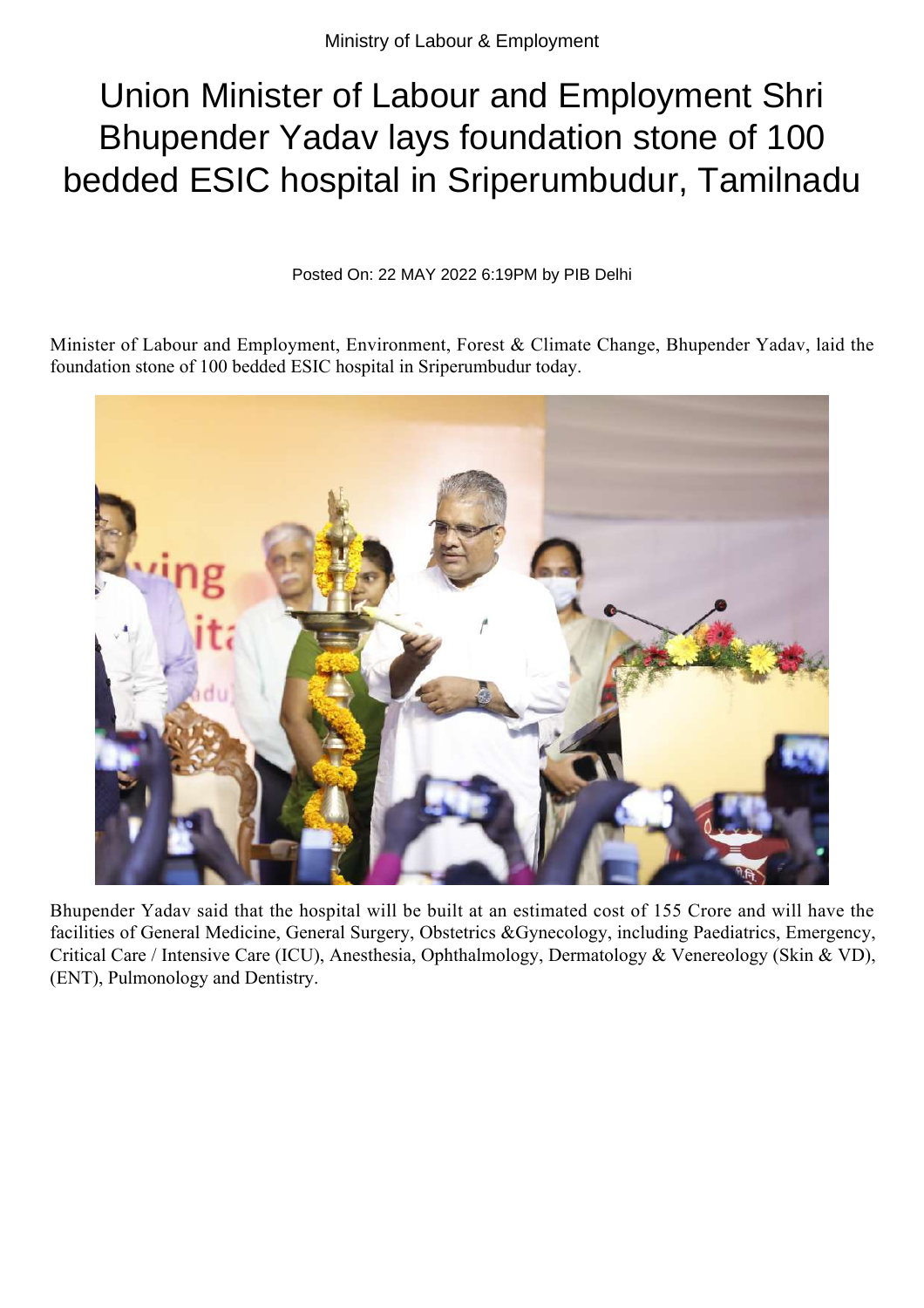Ministry of Labour & Employment

# Union Minister of Labour and Employment Shri Bhupender Yadav lays foundation stone of 100 bedded ESIC hospital in Sriperumbudur, Tamilnadu

Posted On: 22 MAY 2022 6:19PM by PIB Delhi

Minister of Labour and Employment, Environment, Forest & Climate Change, Bhupender Yadav, laid the foundation stone of 100 bedded ESIC hospital in Sriperumbudur today.

Bhupender Yadav said that the hospital will be built at an estimated cost of 155 Crore and will have the facilities of General Medicine, General Surgery, Obstetrics &Gynecology, including Paediatrics, Emergency, Critical Care / Intensive Care (ICU), Anesthesia, Ophthalmology, Dermatology & Venereology (Skin & VD), (ENT), Pulmonology and Dentistry.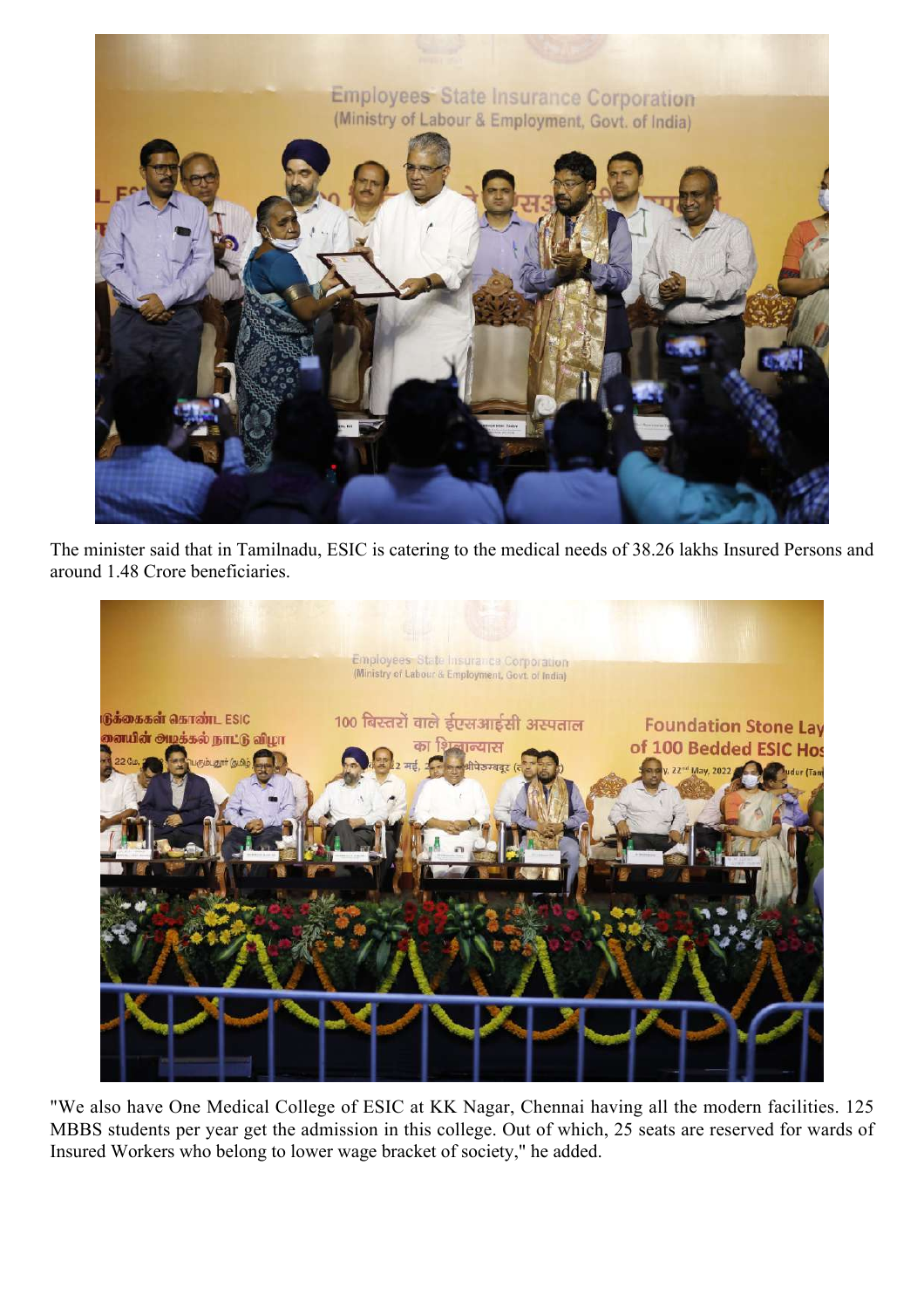The minister said that in Tamilnadu, ESIC is catering to the medical needs of 38.26 lakhs Insured Persons and around 1.48 Crore beneficiaries.

"We also have One Medical College of ESIC at KK Nagar, Chennai having all the modern facilities. 125 MBBS students per year get the admission in this college. Out of which, 25 seats are reserved for wards of Insured Workers who belong to lower wage bracket of society," he added.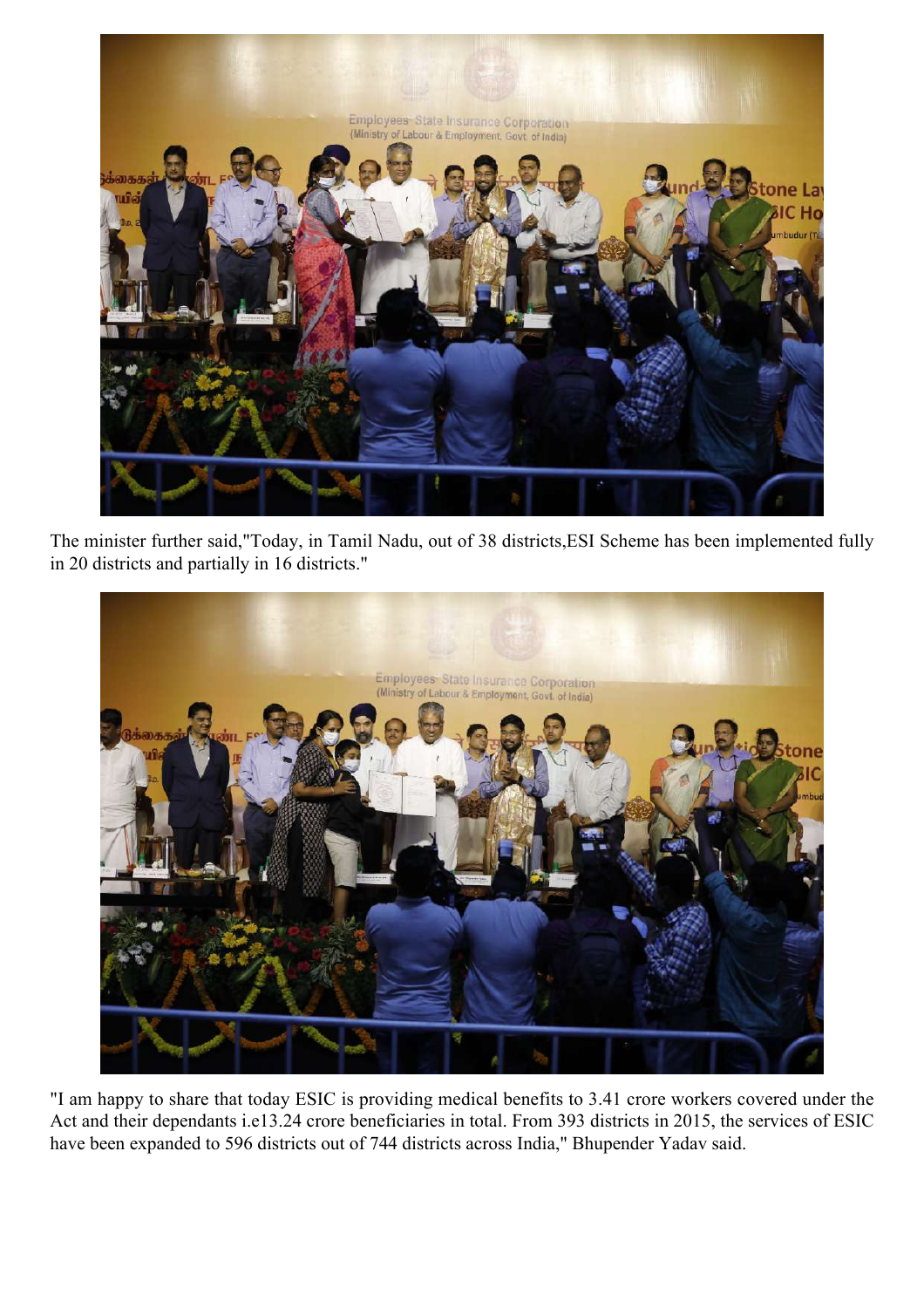The minister further said,"Today, in Tamil Nadu, out of 38 districts,ESI Scheme has been implemented fully in 20 districts and partially in 16 districts."

"I am happy to share that today ESIC is providing medical benefits to 3.41 crore workers covered under the Act and their dependants i.e13.24 crore beneficiaries in total. From 393 districts in 2015, the services of ESIC have been expanded to 596 districts out of 744 districts across India," Bhupender Yadav said.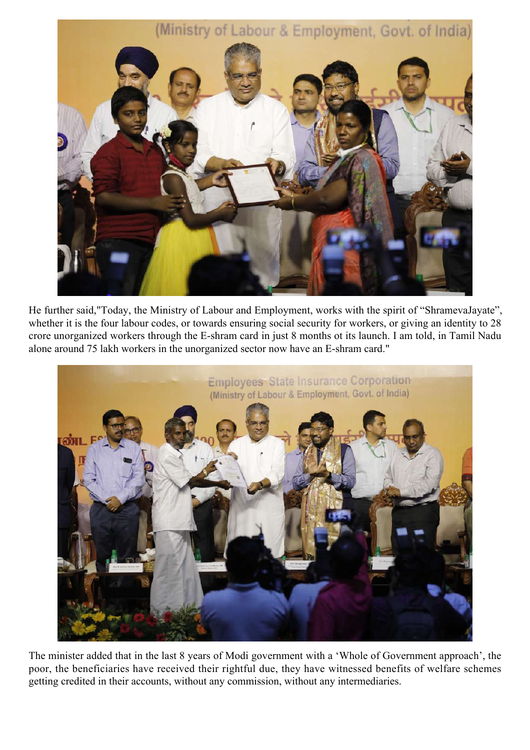He further said,"Today, the Ministry of Labour and Employment, works with the spirit of “ShramevaJayate”, whether it is the four labour codes, or towards ensuring social security for workers, or giving an identity to 28 crore unorganized workers through the E-shram card in just 8 months ot its launch. I am told, in Tamil Nadu alone around 75 lakh workers in the unorganized sector now have an E-shram card."

The minister added that in the last 8 years of Modi government with a ‘Whole of Government approach’, the poor, the beneficiaries have received their rightful due, they have witnessed benefits of welfare schemes getting credited in their accounts, without any commission, without any intermediaries.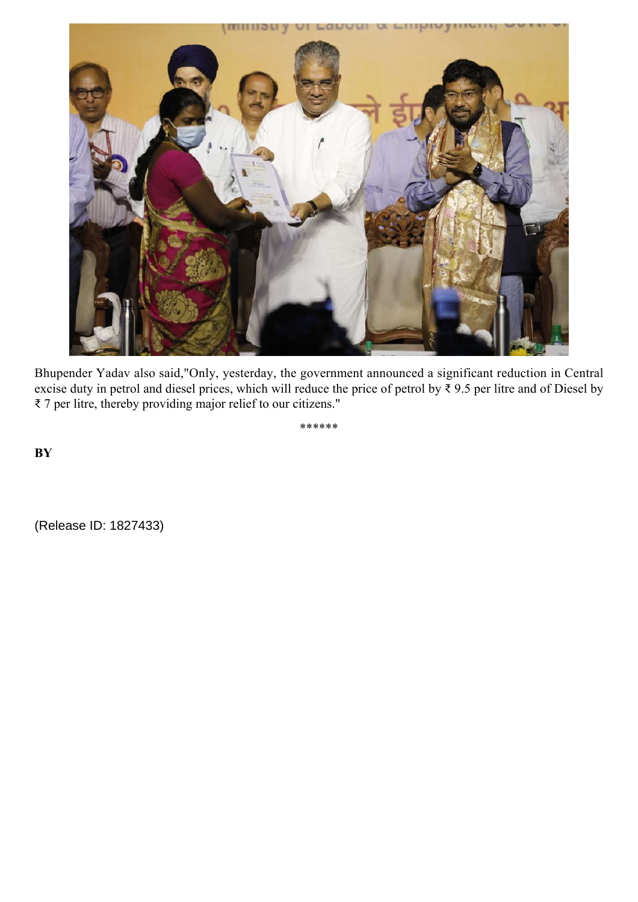Bhupender Yadav also said,"Only, yesterday, the government announced a significant reduction in Central excise duty in petrol and diesel prices, which will reduce the price of petrol by ₹ 9.5 per litre and of Diesel by ₹ 7 per litre, thereby providing major relief to our citizens."

******

**BY**

(Release ID: 1827433)